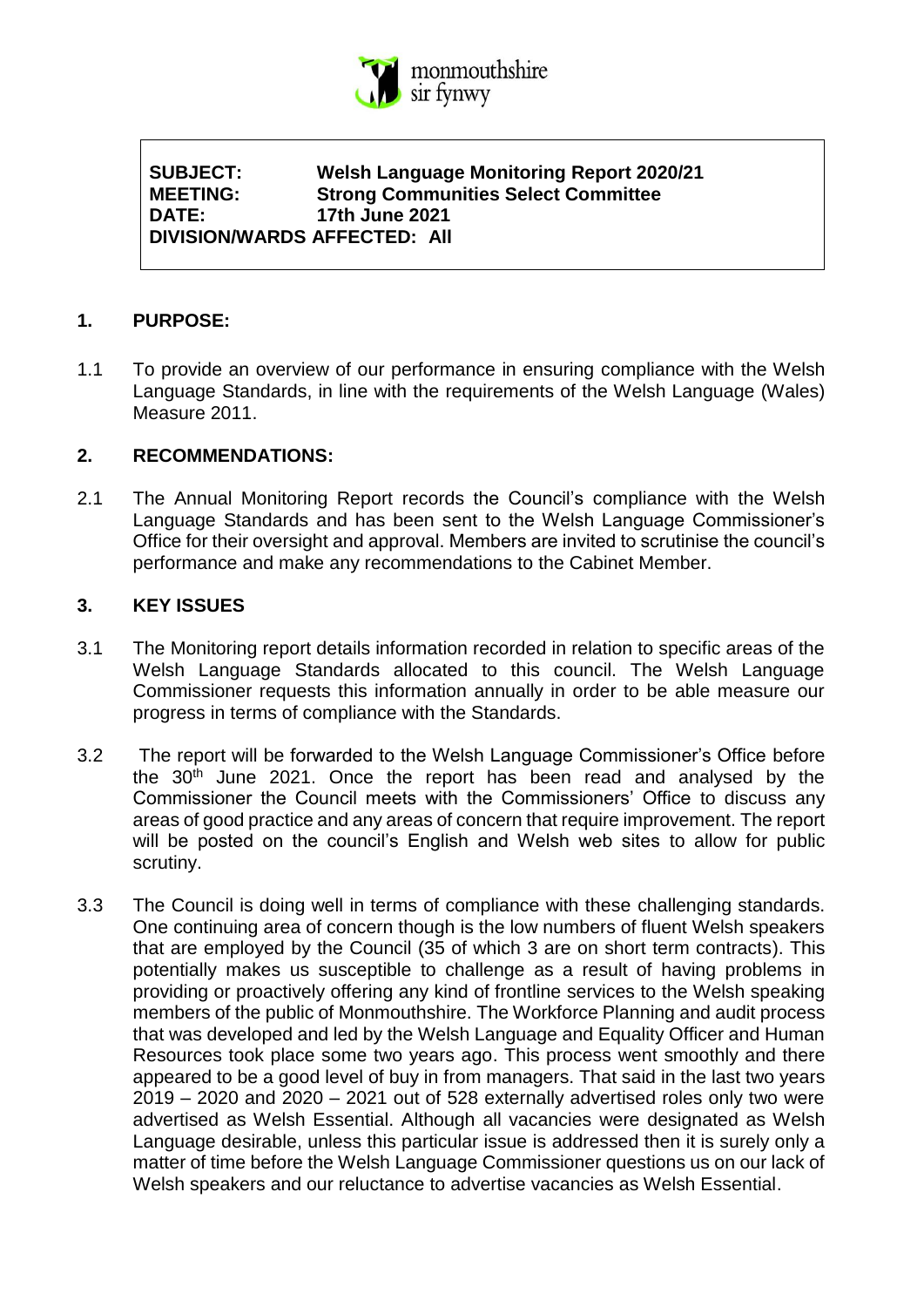monmouthshire
sir fynwy

**SUBJECT:** **Welsh Language Monitoring Report 2020/21**
**MEETING:** **Strong Communities Select Committee**
**DATE:** **17th June 2021**
**DIVISION/WARDS AFFECTED: All**

## 1. PURPOSE:

1.1 To provide an overview of our performance in ensuring compliance with the Welsh Language Standards, in line with the requirements of the Welsh Language (Wales) Measure 2011.

## 2. RECOMMENDATIONS:

2.1 The Annual Monitoring Report records the Council's compliance with the Welsh Language Standards and has been sent to the Welsh Language Commissioner's Office for their oversight and approval. Members are invited to scrutinise the council's performance and make any recommendations to the Cabinet Member.

## 3. KEY ISSUES

3.1 The Monitoring report details information recorded in relation to specific areas of the Welsh Language Standards allocated to this council. The Welsh Language Commissioner requests this information annually in order to be able measure our progress in terms of compliance with the Standards.

3.2 The report will be forwarded to the Welsh Language Commissioner's Office before the 30th June 2021. Once the report has been read and analysed by the Commissioner the Council meets with the Commissioners' Office to discuss any areas of good practice and any areas of concern that require improvement. The report will be posted on the council's English and Welsh web sites to allow for public scrutiny.

3.3 The Council is doing well in terms of compliance with these challenging standards. One continuing area of concern though is the low numbers of fluent Welsh speakers that are employed by the Council (35 of which 3 are on short term contracts). This potentially makes us susceptible to challenge as a result of having problems in providing or proactively offering any kind of frontline services to the Welsh speaking members of the public of Monmouthshire. The Workforce Planning and audit process that was developed and led by the Welsh Language and Equality Officer and Human Resources took place some two years ago. This process went smoothly and there appeared to be a good level of buy in from managers. That said in the last two years 2019 – 2020 and 2020 – 2021 out of 528 externally advertised roles only two were advertised as Welsh Essential. Although all vacancies were designated as Welsh Language desirable, unless this particular issue is addressed then it is surely only a matter of time before the Welsh Language Commissioner questions us on our lack of Welsh speakers and our reluctance to advertise vacancies as Welsh Essential.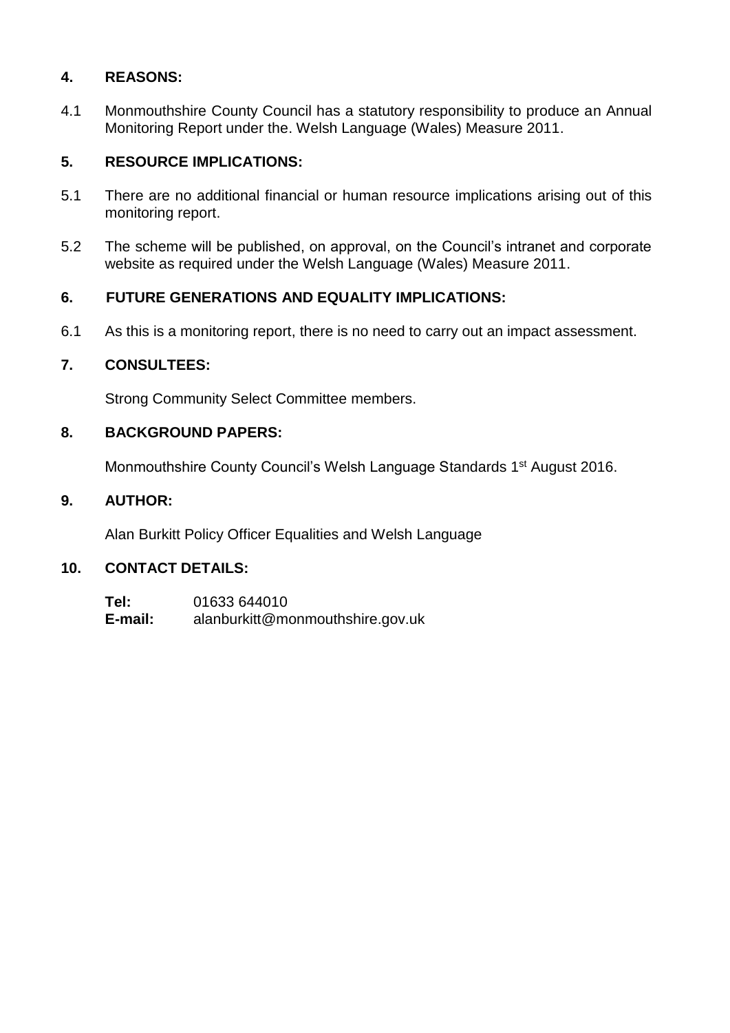## 4. REASONS:

4.1 Monmouthshire County Council has a statutory responsibility to produce an Annual Monitoring Report under the. Welsh Language (Wales) Measure 2011.

## 5. RESOURCE IMPLICATIONS:

5.1 There are no additional financial or human resource implications arising out of this monitoring report.

5.2 The scheme will be published, on approval, on the Council's intranet and corporate website as required under the Welsh Language (Wales) Measure 2011.

## 6. FUTURE GENERATIONS AND EQUALITY IMPLICATIONS:

6.1 As this is a monitoring report, there is no need to carry out an impact assessment.

## 7. CONSULTEES:

Strong Community Select Committee members.

## 8. BACKGROUND PAPERS:

Monmouthshire County Council's Welsh Language Standards 1st August 2016.

## 9. AUTHOR:

Alan Burkitt Policy Officer Equalities and Welsh Language

## 10. CONTACT DETAILS:

**Tel:** 01633 644010
**E-mail:** alanburkitt@monmouthshire.gov.uk